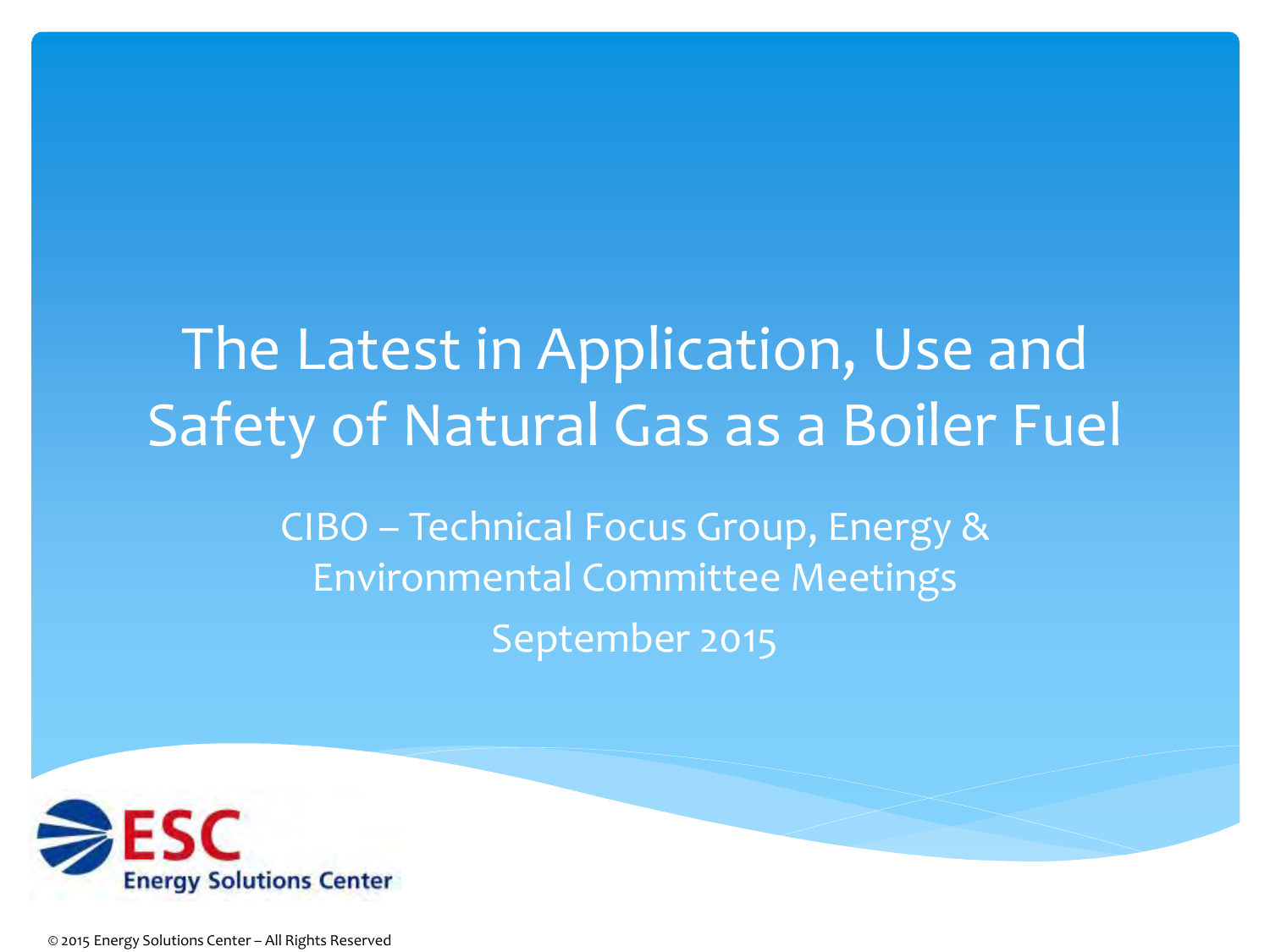# The Latest in Application, Use and Safety of Natural Gas as a Boiler Fuel

CIBO – Technical Focus Group, Energy & Environmental Committee Meetings

September 2015

ESC

Energy Solutions Center

© 2015 Energy Solutions Center – All Rights Reserved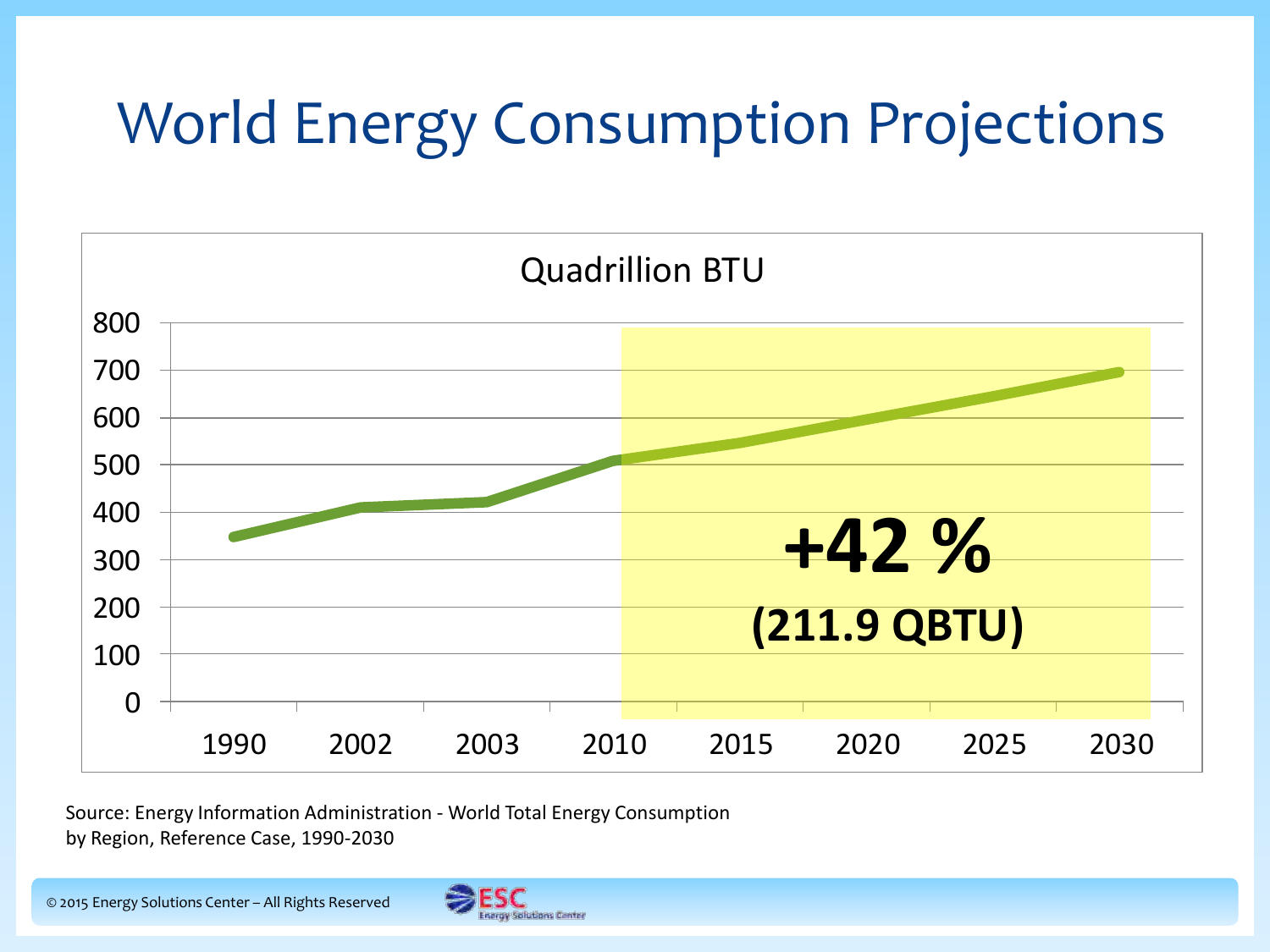# World Energy Consumption Projections

Quadrillion BTU

| Year | Quadrillion BTU |
|---|---|
| 1990 | ~348 |
| 2002 | ~410 |
| 2003 | ~421 |
| 2010 | ~510 |
| 2015 | ~546 |
| 2020 | ~596 |
| 2025 | ~645 |
| 2030 | ~696 |

**+42 %**

**(211.9 QBTU)**

Source: Energy Information Administration - World Total Energy Consumption by Region, Reference Case, 1990-2030

© 2015 Energy Solutions Center – All Rights Reserved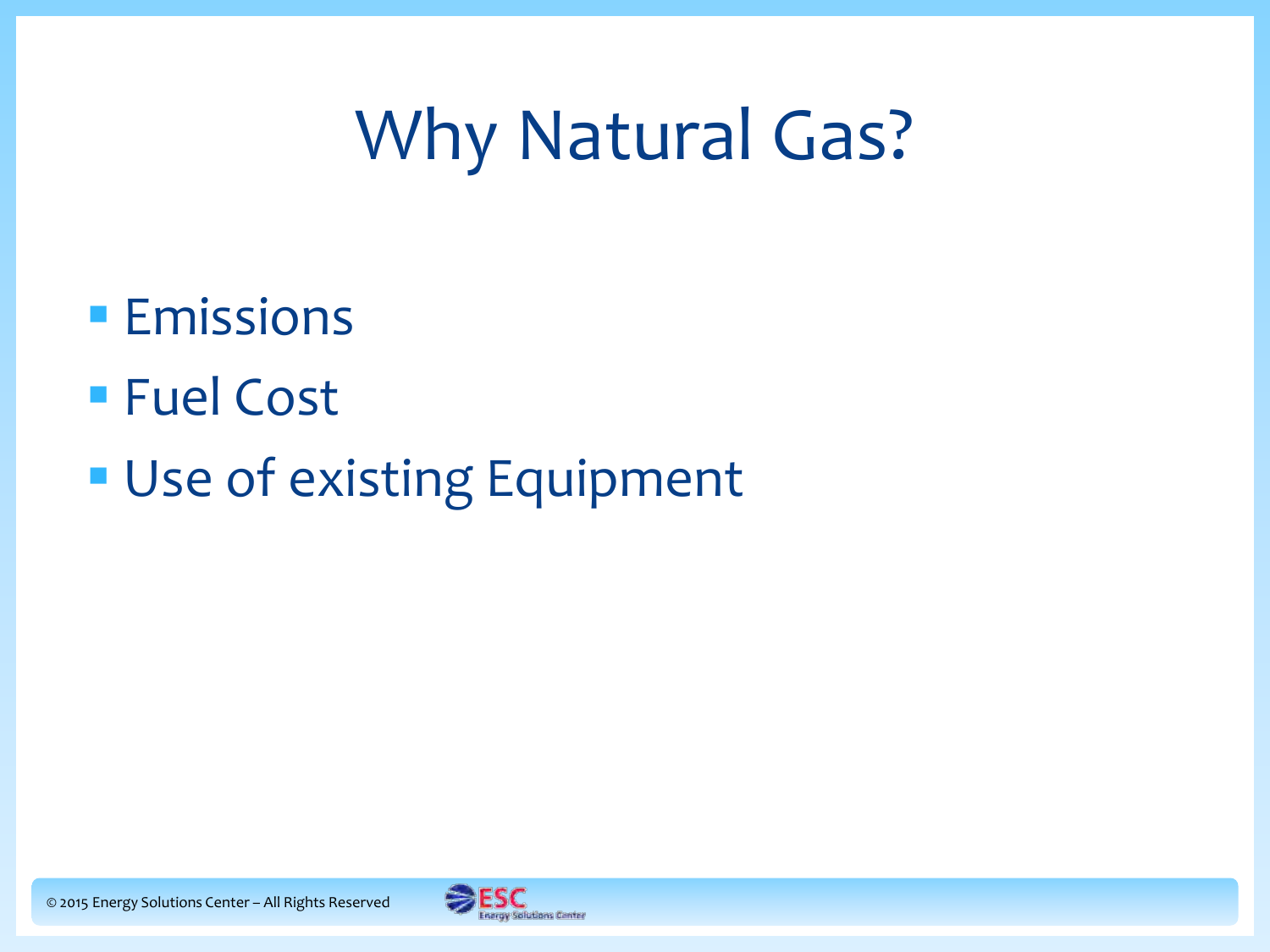# Why Natural Gas?

- Emissions
- Fuel Cost
- Use of existing Equipment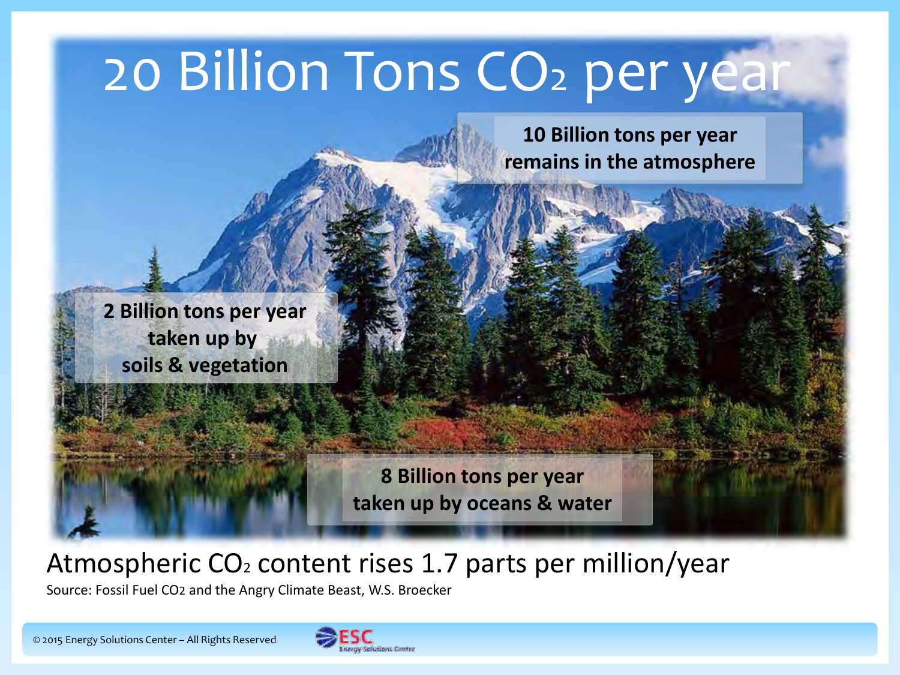# 20 Billion Tons $CO_2$ per year

**10 Billion tons per year remains in the atmosphere**

**2 Billion tons per year taken up by soils & vegetation**

**8 Billion tons per year taken up by oceans & water**

Atmospheric $CO_2$ content rises 1.7 parts per million/year

Source: Fossil Fuel CO2 and the Angry Climate Beast, W.S. Broecker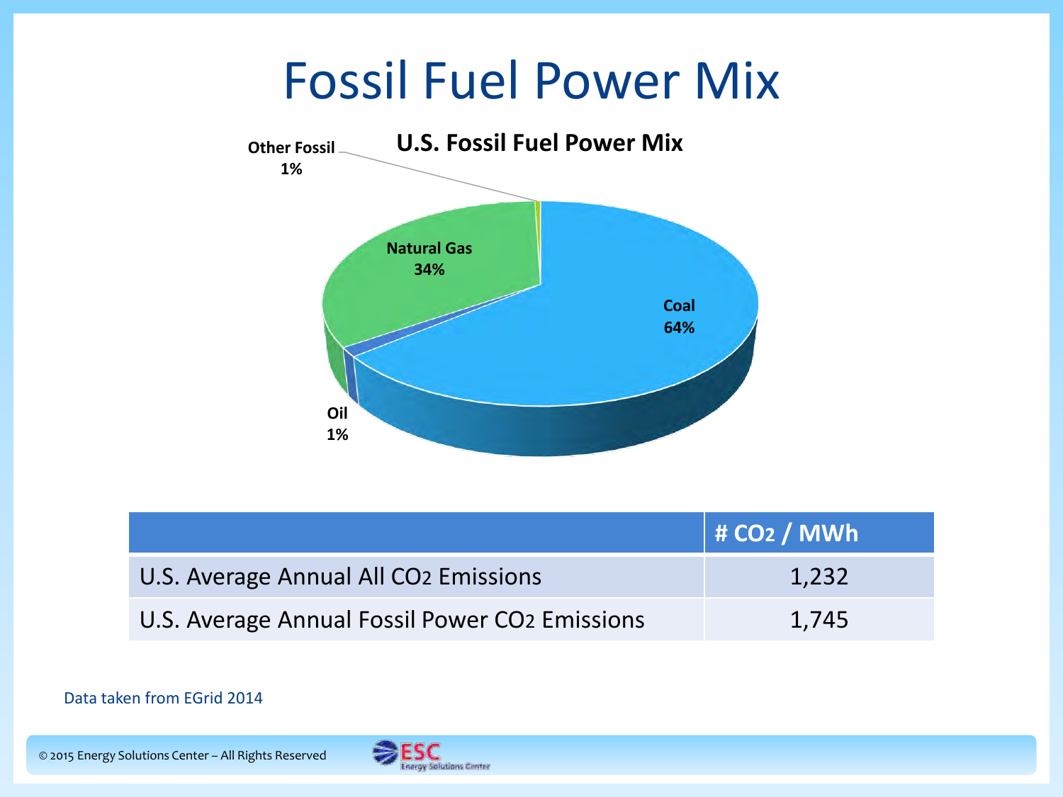# Fossil Fuel Power Mix

**U.S. Fossil Fuel Power Mix**

- Coal 64%
- Natural Gas 34%
- Oil 1%
- Other Fossil 1%

| | # $CO_2$ / MWh |
|---|---|
| U.S. Average Annual All $CO_2$ Emissions | 1,232 |
| U.S. Average Annual Fossil Power $CO_2$ Emissions | 1,745 |

Data taken from EGrid 2014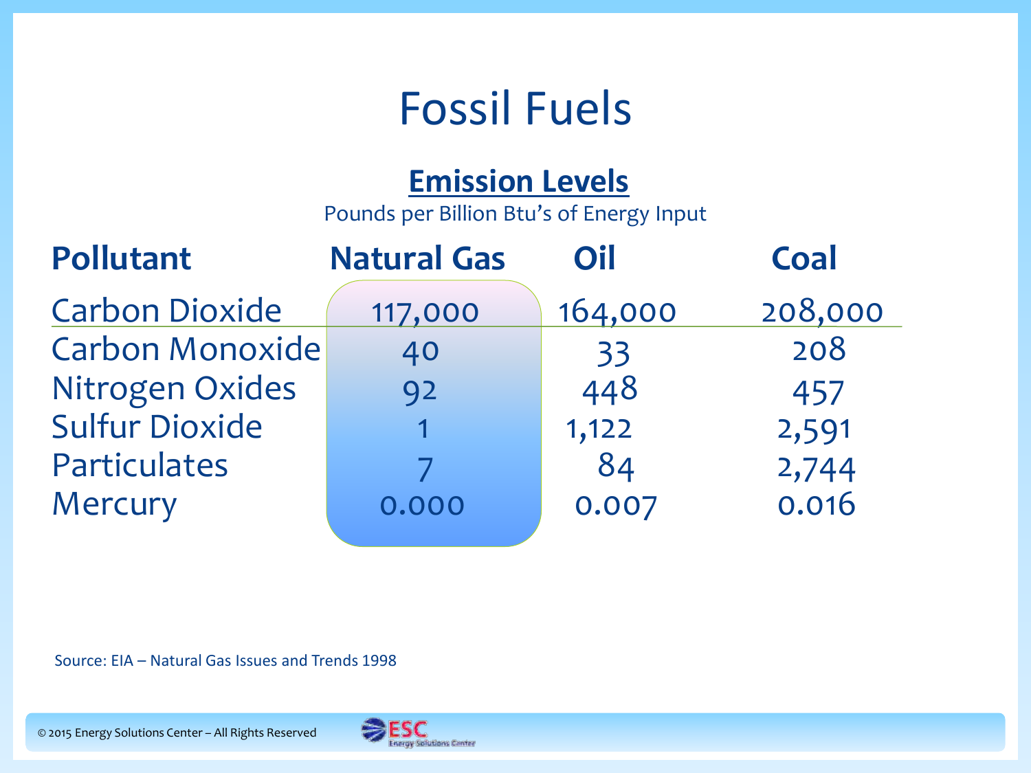# Fossil Fuels

## Emission Levels

Pounds per Billion Btu's of Energy Input

| Pollutant | Natural Gas | Oil | Coal |
|---|---|---|---|
| Carbon Dioxide | 117,000 | 164,000 | 208,000 |
| Carbon Monoxide | 40 | 33 | 208 |
| Nitrogen Oxides | 92 | 448 | 457 |
| Sulfur Dioxide | 1 | 1,122 | 2,591 |
| Particulates | 7 | 84 | 2,744 |
| Mercury | 0.000 | 0.007 | 0.016 |

Source: EIA – Natural Gas Issues and Trends 1998

© 2015 Energy Solutions Center – All Rights Reserved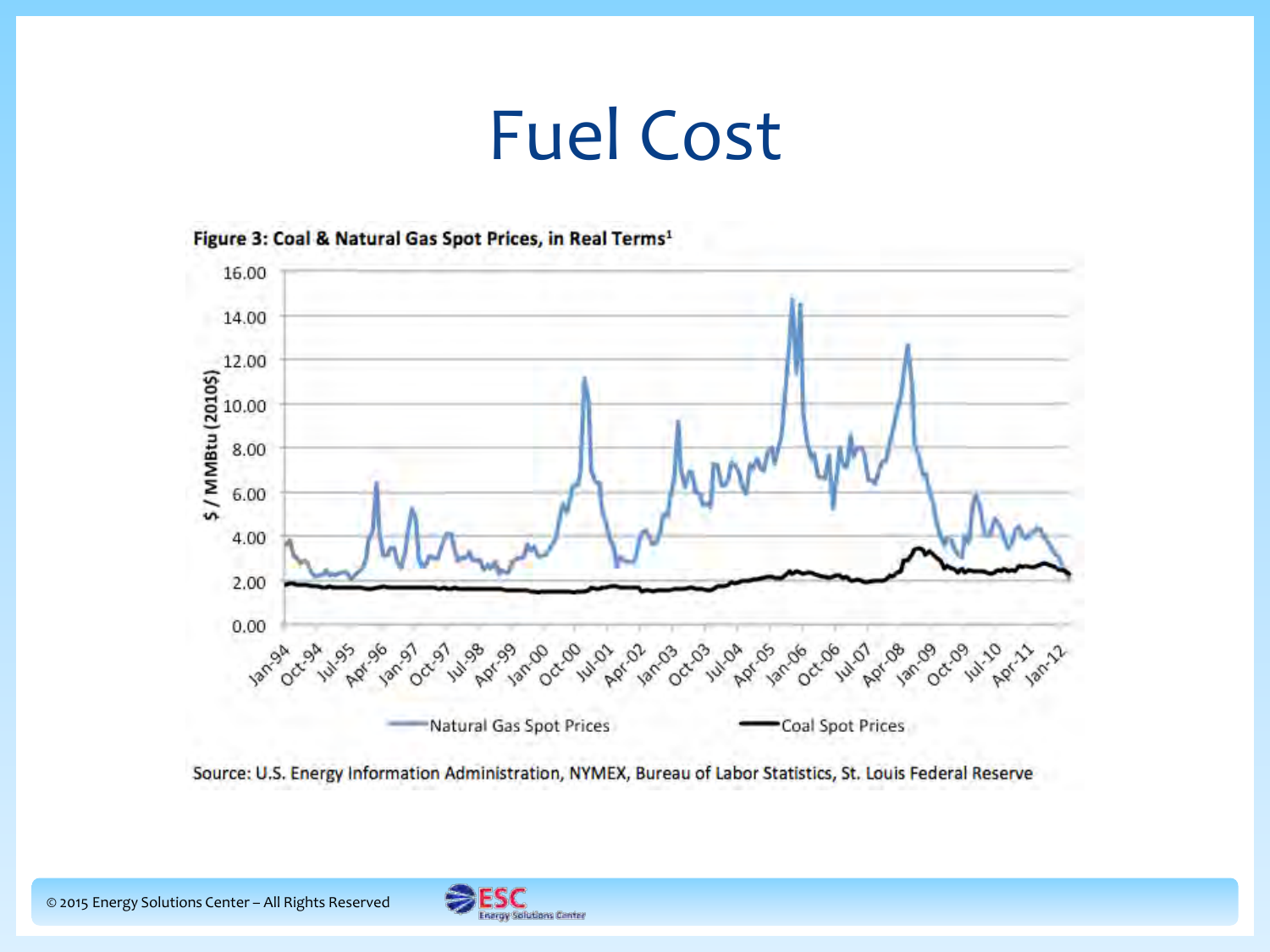# Fuel Cost

**Figure 3: Coal & Natural Gas Spot Prices, in Real Terms[1]**

Source: U.S. Energy Information Administration, NYMEX, Bureau of Labor Statistics, St. Louis Federal Reserve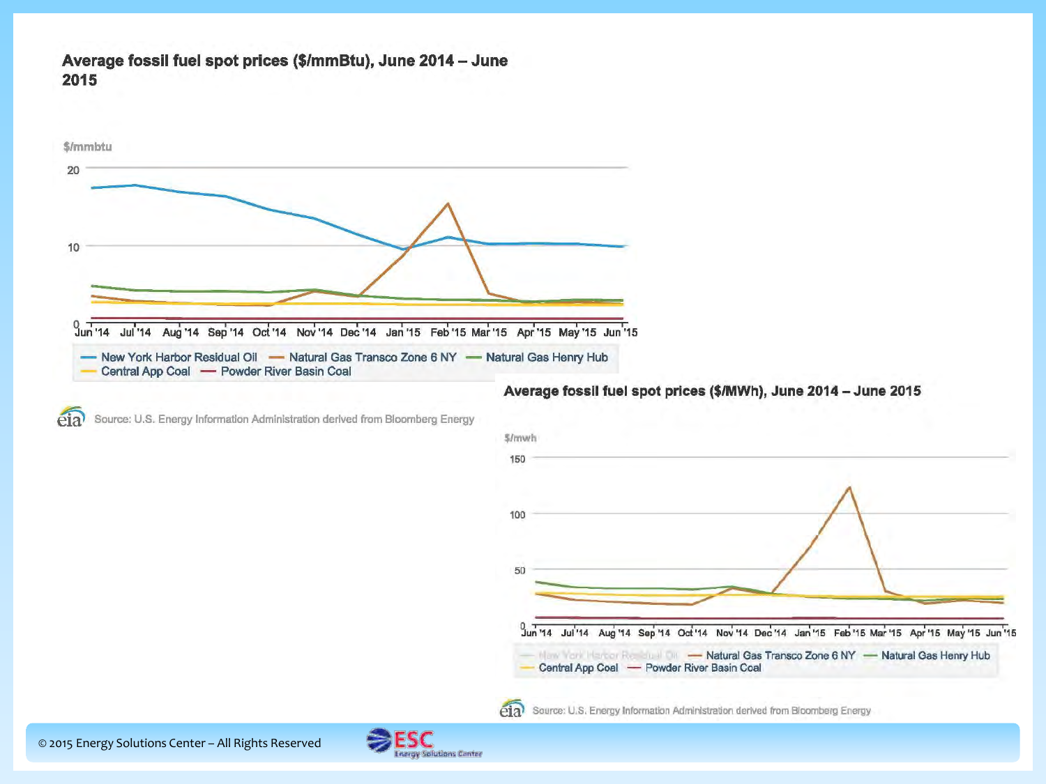## Average fossil fuel spot prices ($/mmBtu), June 2014 – June 2015

$/mmbtu

20

10

0

Jun '14 Jul '14 Aug '14 Sep '14 Oct '14 Nov '14 Dec '14 Jan '15 Feb '15 Mar '15 Apr '15 May '15 Jun '15

— New York Harbor Residual Oil — Natural Gas Transco Zone 6 NY — Natural Gas Henry Hub
— Central App Coal — Powder River Basin Coal

Source: U.S. Energy Information Administration derived from Bloomberg Energy

## Average fossil fuel spot prices ($/MWh), June 2014 – June 2015

$/mwh

150

100

50

0

Jun '14 Jul '14 Aug '14 Sep '14 Oct '14 Nov '14 Dec '14 Jan '15 Feb '15 Mar '15 Apr '15 May '15 Jun '15

— New York Harbor Residual Oil — Natural Gas Transco Zone 6 NY — Natural Gas Henry Hub
— Central App Coal — Powder River Basin Coal

Source: U.S. Energy Information Administration derived from Bloomberg Energy

© 2015 Energy Solutions Center – All Rights Reserved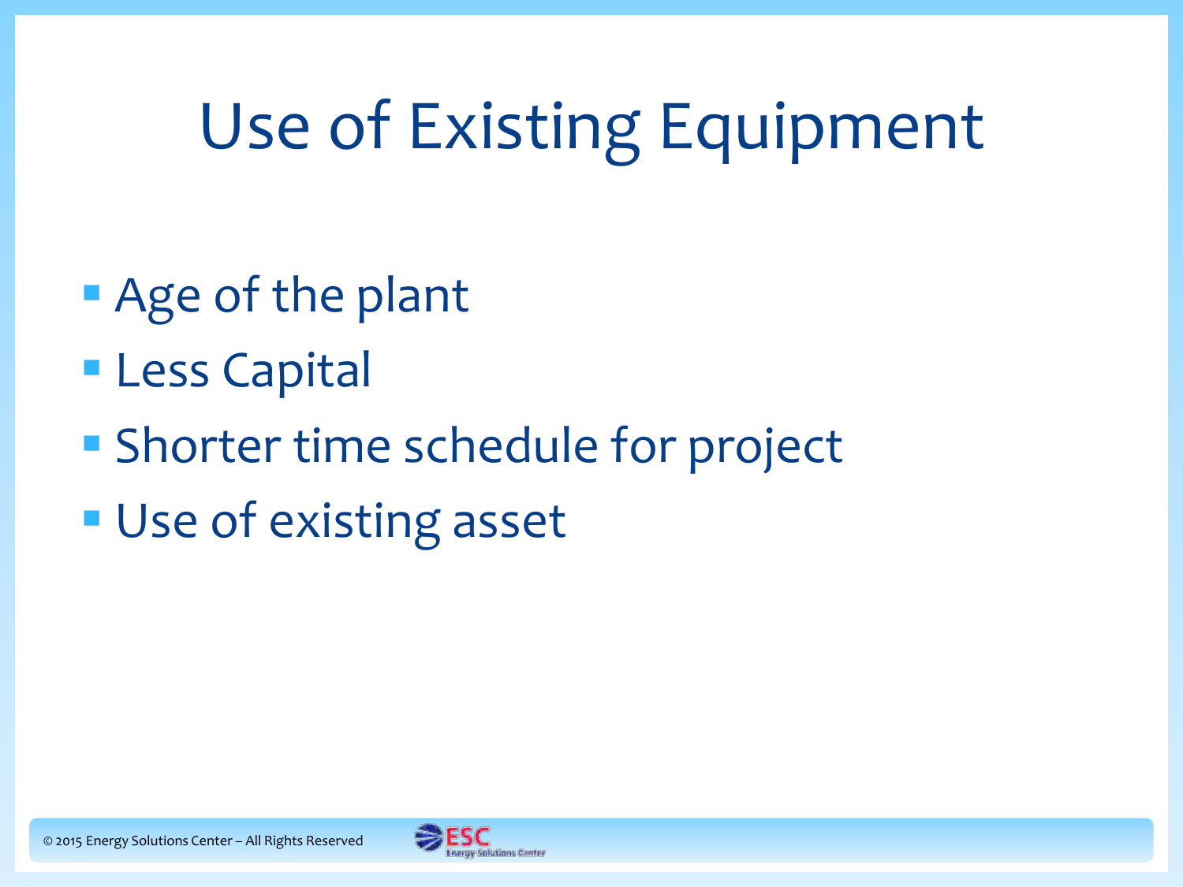# Use of Existing Equipment

- Age of the plant
- Less Capital
- Shorter time schedule for project
- Use of existing asset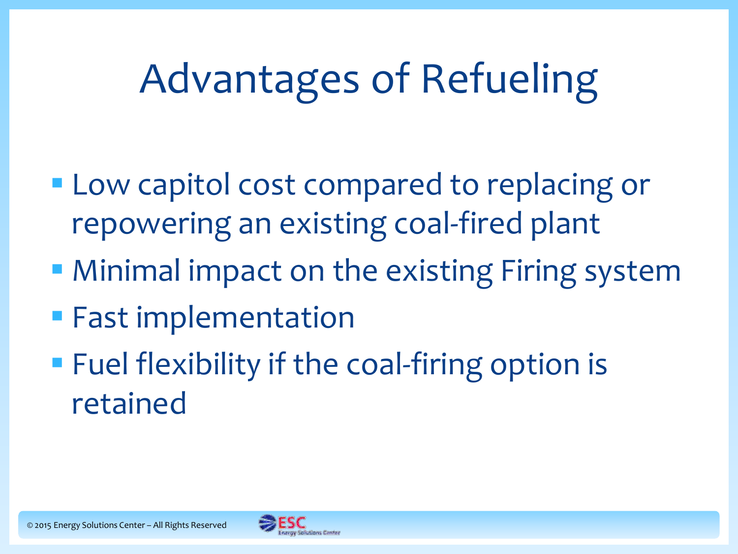# Advantages of Refueling

- Low capitol cost compared to replacing or repowering an existing coal-fired plant
- Minimal impact on the existing Firing system
- Fast implementation
- Fuel flexibility if the coal-firing option is retained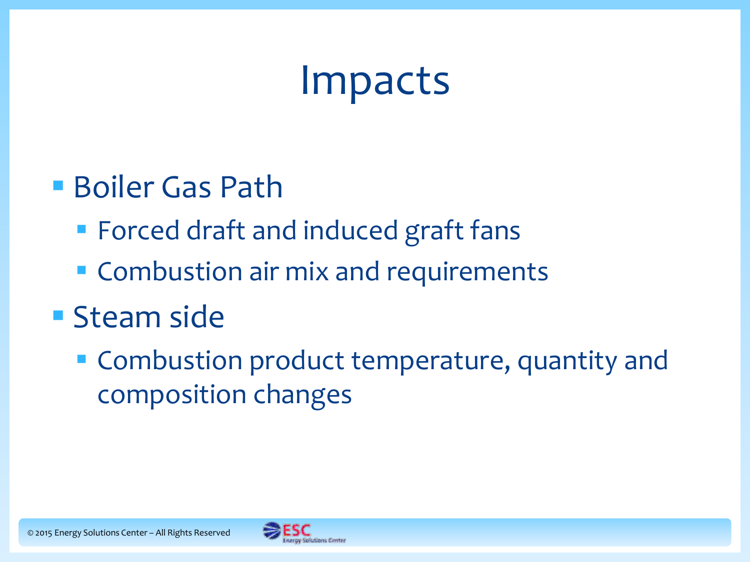# Impacts

- Boiler Gas Path
  - Forced draft and induced graft fans
  - Combustion air mix and requirements
- Steam side
  - Combustion product temperature, quantity and composition changes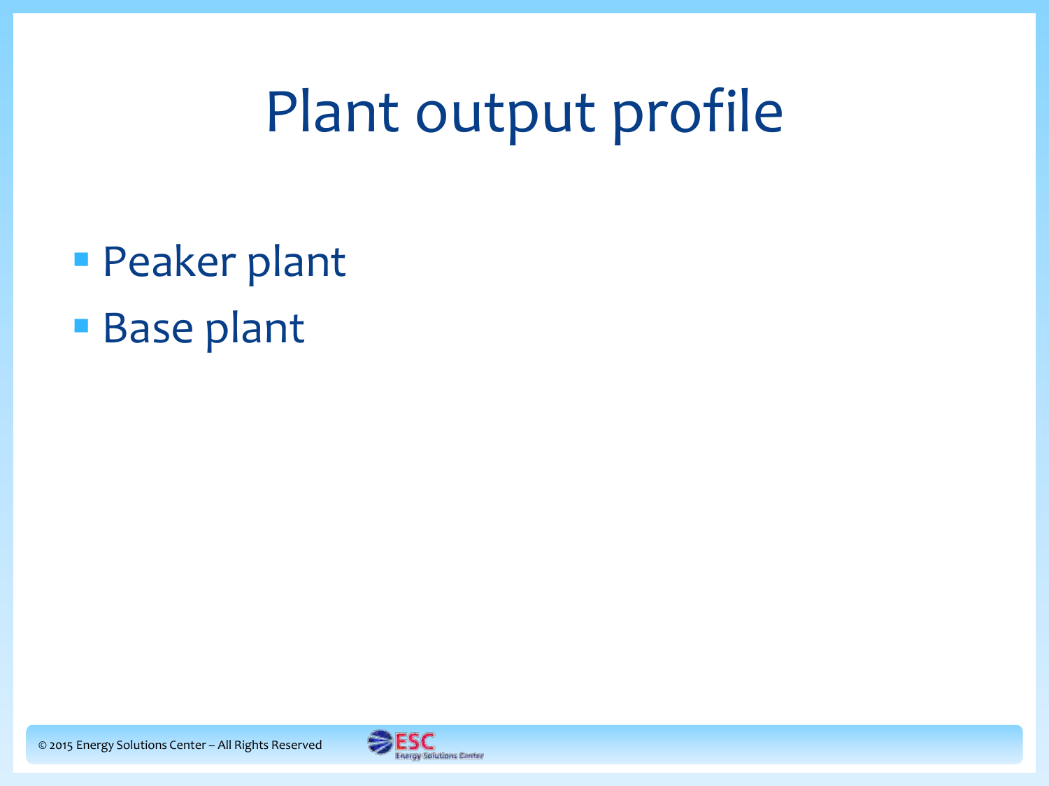# Plant output profile

- Peaker plant
- Base plant